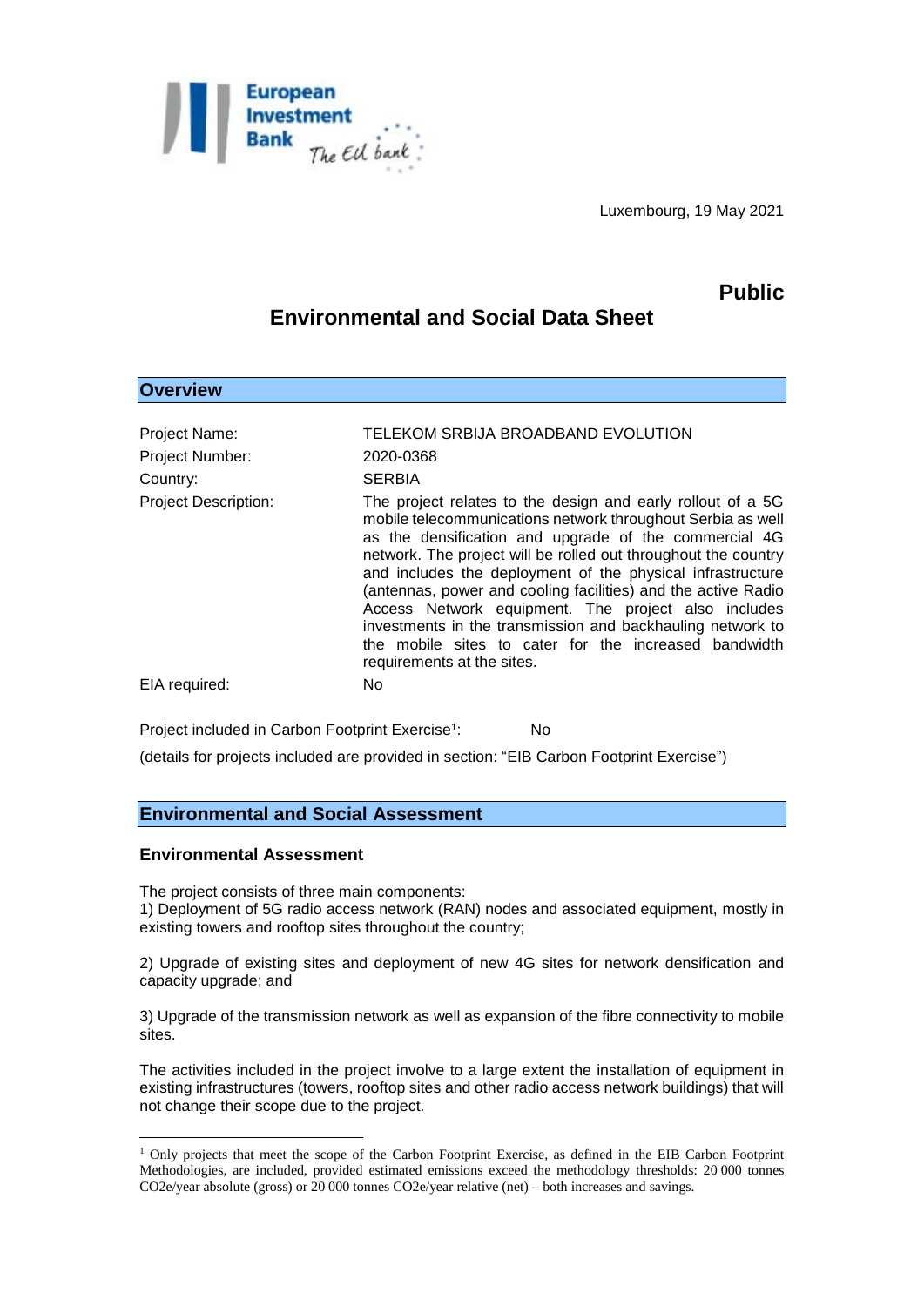Luxembourg, 19 May 2021

**Public**

# Environmental and Social Data Sheet

## Overview

| | |
|---|---|
| Project Name: | TELEKOM SRBIJA BROADBAND EVOLUTION |
| Project Number: | 2020-0368 |
| Country: | SERBIA |
| Project Description: | The project relates to the design and early rollout of a 5G mobile telecommunications network throughout Serbia as well as the densification and upgrade of the commercial 4G network. The project will be rolled out throughout the country and includes the deployment of the physical infrastructure (antennas, power and cooling facilities) and the active Radio Access Network equipment. The project also includes investments in the transmission and backhauling network to the mobile sites to cater for the increased bandwidth requirements at the sites. |
| EIA required: | No |

Project included in Carbon Footprint Exercise[1]: No

(details for projects included are provided in section: "EIB Carbon Footprint Exercise")

## Environmental and Social Assessment

### Environmental Assessment

The project consists of three main components:

1) Deployment of 5G radio access network (RAN) nodes and associated equipment, mostly in existing towers and rooftop sites throughout the country;

2) Upgrade of existing sites and deployment of new 4G sites for network densification and capacity upgrade; and

3) Upgrade of the transmission network as well as expansion of the fibre connectivity to mobile sites.

The activities included in the project involve to a large extent the installation of equipment in existing infrastructures (towers, rooftop sites and other radio access network buildings) that will not change their scope due to the project.

---

[1] Only projects that meet the scope of the Carbon Footprint Exercise, as defined in the EIB Carbon Footprint Methodologies, are included, provided estimated emissions exceed the methodology thresholds: 20 000 tonnes $CO_2e$/year absolute (gross) or 20 000 tonnes $CO_2e$/year relative (net) – both increases and savings.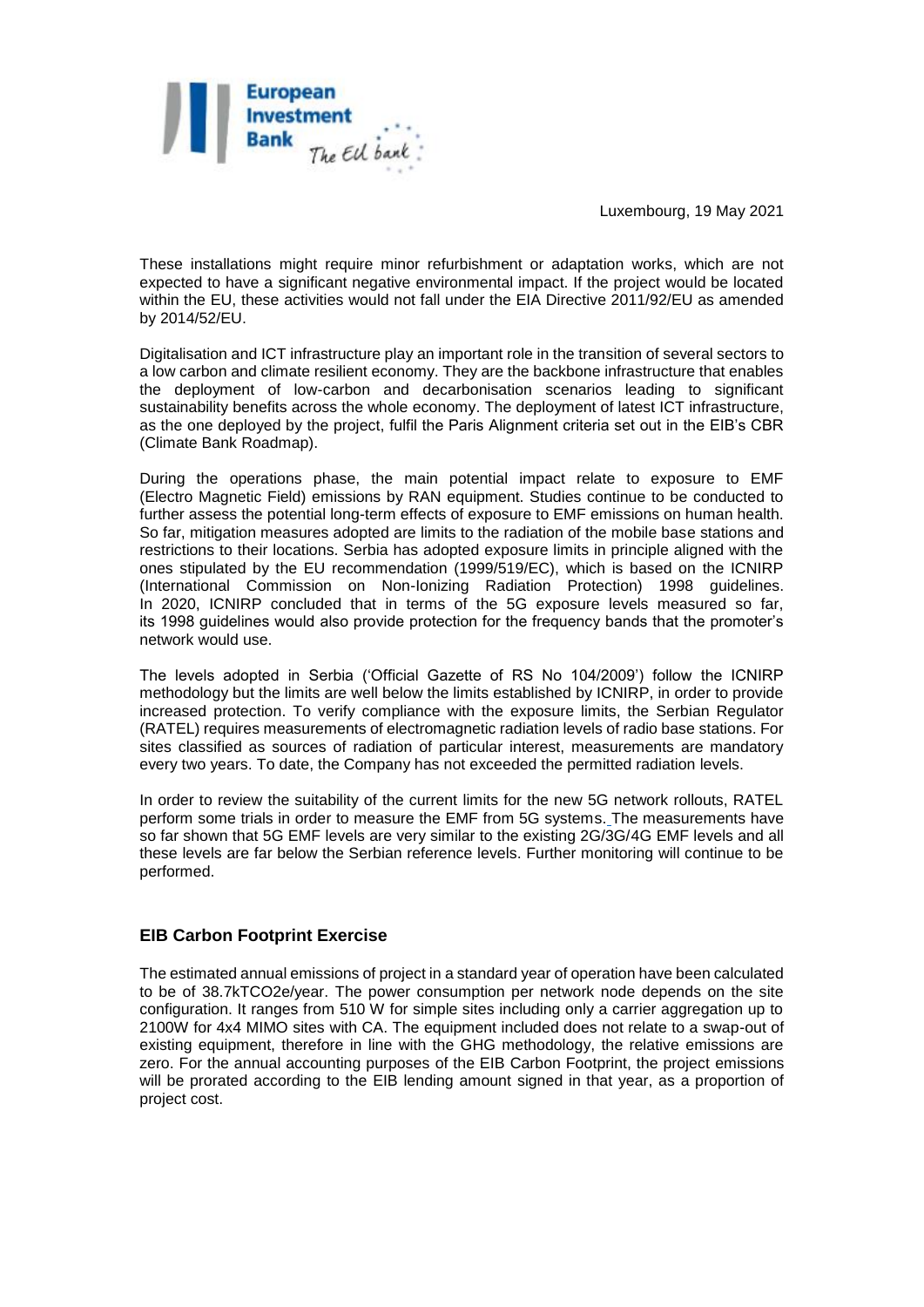These installations might require minor refurbishment or adaptation works, which are not expected to have a significant negative environmental impact. If the project would be located within the EU, these activities would not fall under the EIA Directive 2011/92/EU as amended by 2014/52/EU.

Digitalisation and ICT infrastructure play an important role in the transition of several sectors to a low carbon and climate resilient economy. They are the backbone infrastructure that enables the deployment of low-carbon and decarbonisation scenarios leading to significant sustainability benefits across the whole economy. The deployment of latest ICT infrastructure, as the one deployed by the project, fulfil the Paris Alignment criteria set out in the EIB's CBR (Climate Bank Roadmap).

During the operations phase, the main potential impact relate to exposure to EMF (Electro Magnetic Field) emissions by RAN equipment. Studies continue to be conducted to further assess the potential long-term effects of exposure to EMF emissions on human health. So far, mitigation measures adopted are limits to the radiation of the mobile base stations and restrictions to their locations. Serbia has adopted exposure limits in principle aligned with the ones stipulated by the EU recommendation (1999/519/EC), which is based on the ICNIRP (International Commission on Non-Ionizing Radiation Protection) 1998 guidelines. In 2020, ICNIRP concluded that in terms of the 5G exposure levels measured so far, its 1998 guidelines would also provide protection for the frequency bands that the promoter's network would use.

The levels adopted in Serbia ('Official Gazette of RS No 104/2009') follow the ICNIRP methodology but the limits are well below the limits established by ICNIRP, in order to provide increased protection. To verify compliance with the exposure limits, the Serbian Regulator (RATEL) requires measurements of electromagnetic radiation levels of radio base stations. For sites classified as sources of radiation of particular interest, measurements are mandatory every two years. To date, the Company has not exceeded the permitted radiation levels.

In order to review the suitability of the current limits for the new 5G network rollouts, RATEL perform some trials in order to measure the EMF from 5G systems. The measurements have so far shown that 5G EMF levels are very similar to the existing 2G/3G/4G EMF levels and all these levels are far below the Serbian reference levels. Further monitoring will continue to be performed.

## EIB Carbon Footprint Exercise

The estimated annual emissions of project in a standard year of operation have been calculated to be of 38.7kTCO2e/year. The power consumption per network node depends on the site configuration. It ranges from 510 W for simple sites including only a carrier aggregation up to 2100W for 4x4 MIMO sites with CA. The equipment included does not relate to a swap-out of existing equipment, therefore in line with the GHG methodology, the relative emissions are zero. For the annual accounting purposes of the EIB Carbon Footprint, the project emissions will be prorated according to the EIB lending amount signed in that year, as a proportion of project cost.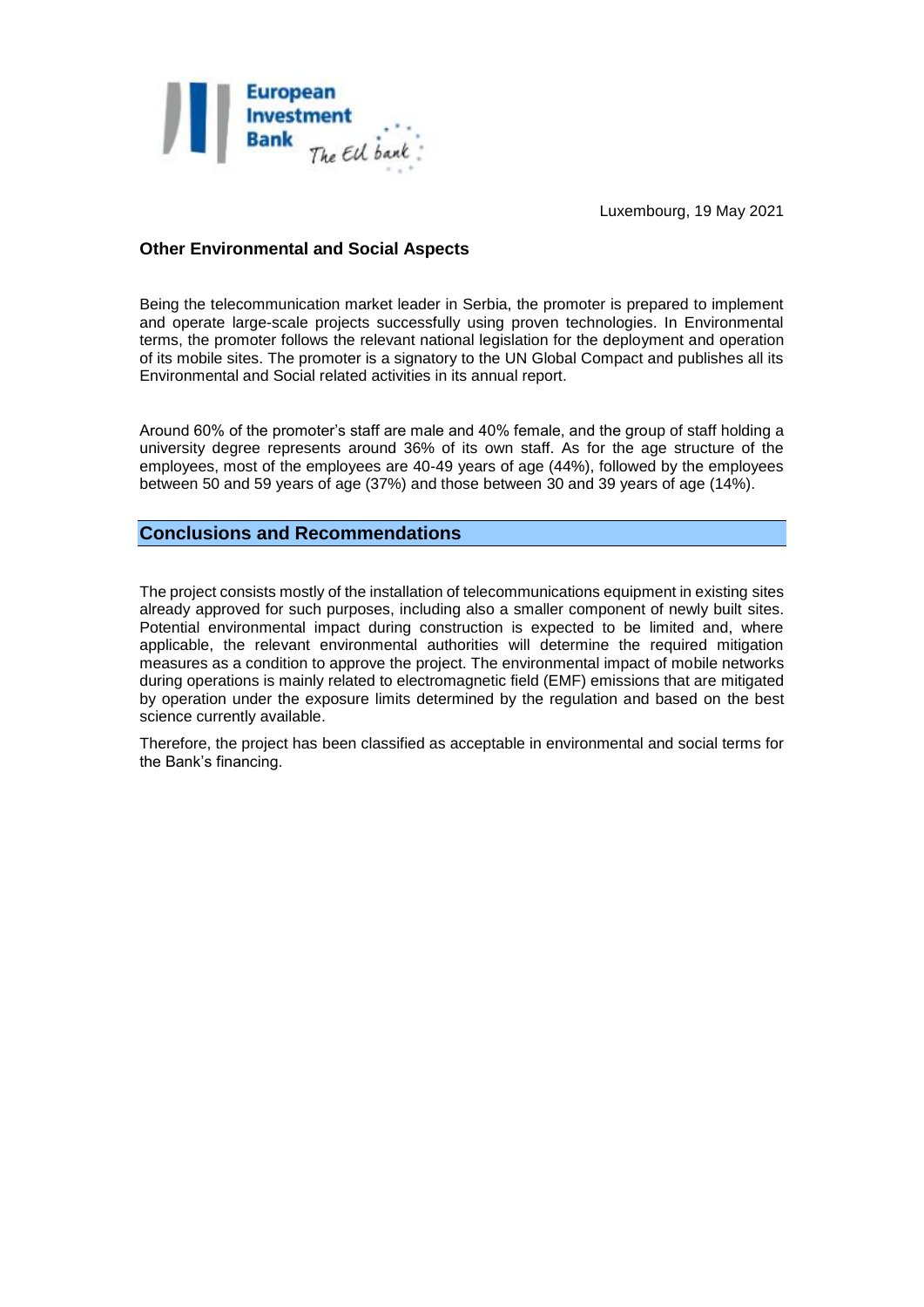Luxembourg, 19 May 2021

### Other Environmental and Social Aspects

Being the telecommunication market leader in Serbia, the promoter is prepared to implement and operate large-scale projects successfully using proven technologies. In Environmental terms, the promoter follows the relevant national legislation for the deployment and operation of its mobile sites. The promoter is a signatory to the UN Global Compact and publishes all its Environmental and Social related activities in its annual report.

Around 60% of the promoter's staff are male and 40% female, and the group of staff holding a university degree represents around 36% of its own staff. As for the age structure of the employees, most of the employees are 40-49 years of age (44%), followed by the employees between 50 and 59 years of age (37%) and those between 30 and 39 years of age (14%).

## Conclusions and Recommendations

The project consists mostly of the installation of telecommunications equipment in existing sites already approved for such purposes, including also a smaller component of newly built sites. Potential environmental impact during construction is expected to be limited and, where applicable, the relevant environmental authorities will determine the required mitigation measures as a condition to approve the project. The environmental impact of mobile networks during operations is mainly related to electromagnetic field (EMF) emissions that are mitigated by operation under the exposure limits determined by the regulation and based on the best science currently available.

Therefore, the project has been classified as acceptable in environmental and social terms for the Bank's financing.